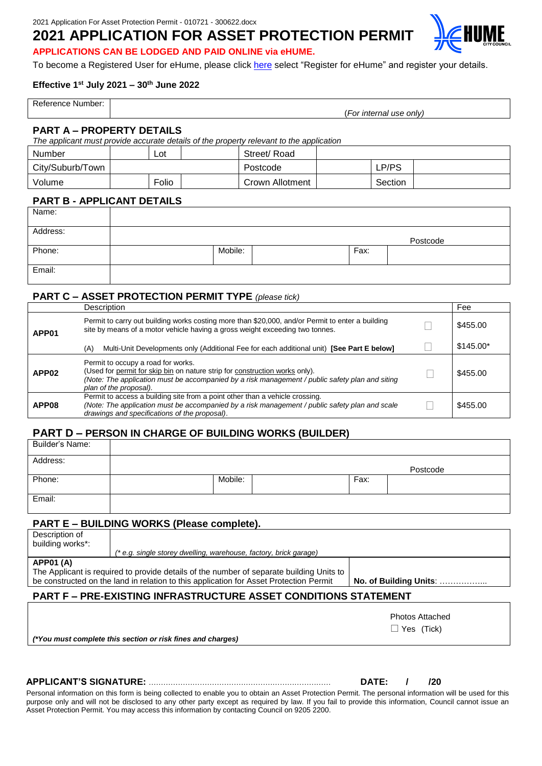2021 Application For Asset Protection Permit - 010721 - 300622.docx

# 2021 APPLICATION FOR ASSET PROTECTION PERMIT

**APPLICATIONS CAN BE LODGED AND PAID ONLINE via eHUME.**

To become a Registered User for eHume, please click here select "Register for eHume" and register your details.

**Effective 1st July 2021 – 30th June 2022**

| Reference Number: | *(For internal use only)* |
|---|---|

## PART A – PROPERTY DETAILS

*The applicant must provide accurate details of the property relevant to the application*

| Number | | Lot | | Street/ Road | | | |
|---|---|---|---|---|---|---|---|
| City/Suburb/Town | | | | Postcode | | LP/PS | |
| Volume | | Folio | | Crown Allotment | | Section | |

## PART B - APPLICANT DETAILS

| Name: | | | | | |
|---|---|---|---|---|---|
| Address: | | | | Postcode | |
| Phone: | | Mobile: | | Fax: | |
| Email: | | | | | |

## PART C – ASSET PROTECTION PERMIT TYPE *(please tick)*

| | Description | | Fee |
|---|---|---|---|
| **APP01** | Permit to carry out building works costing more than $20,000, and/or Permit to enter a building site by means of a motor vehicle having a gross weight exceeding two tonnes. | ☐ | $455.00 |
| | (A) Multi-Unit Developments only (Additional Fee for each additional unit) **[See Part E below]** | ☐ | $145.00* |
| **APP02** | Permit to occupy a road for works. (Used for permit for skip bin on nature strip for construction works only). *(Note: The application must be accompanied by a risk management / public safety plan and siting plan of the proposal).* | ☐ | $455.00 |
| **APP08** | Permit to access a building site from a point other than a vehicle crossing. *(Note: The application must be accompanied by a risk management / public safety plan and scale drawings and specifications of the proposal).* | ☐ | $455.00 |

## PART D – PERSON IN CHARGE OF BUILDING WORKS (BUILDER)

| Builder's Name: | | | | | |
|---|---|---|---|---|---|
| Address: | | | | Postcode | |
| Phone: | | Mobile: | | Fax: | |
| Email: | | | | | |

## PART E – BUILDING WORKS (Please complete).

| Description of building works*: | *(\* e.g. single storey dwelling, warehouse, factory, brick garage)* |
|---|---|
| **APP01 (A)** The Applicant is required to provide details of the number of separate building Units to be constructed on the land in relation to this application for Asset Protection Permit | **No. of Building Units**: ……………... |

## PART F – PRE-EXISTING INFRASTRUCTURE ASSET CONDITIONS STATEMENT

| | Photos Attached ☐ Yes (Tick) |
|---|---|
| *(\*You must complete this section or risk fines and charges)* | |

**APPLICANT'S SIGNATURE:** ……………………………………………………………… **DATE: / /20**

Personal information on this form is being collected to enable you to obtain an Asset Protection Permit. The personal information will be used for this purpose only and will not be disclosed to any other party except as required by law. If you fail to provide this information, Council cannot issue an Asset Protection Permit. You may access this information by contacting Council on 9205 2200.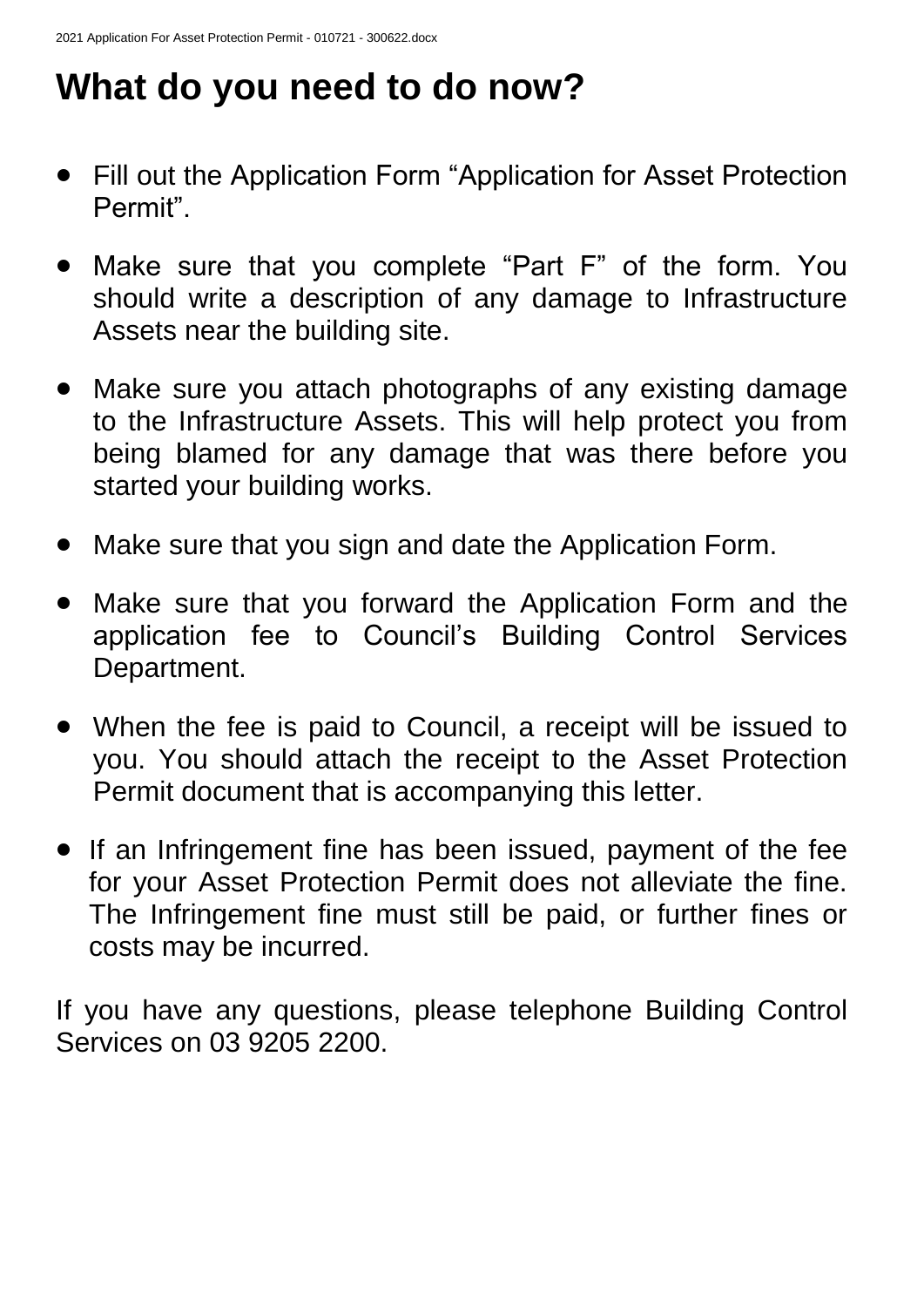# What do you need to do now?

- Fill out the Application Form "Application for Asset Protection Permit".
- Make sure that you complete "Part F" of the form. You should write a description of any damage to Infrastructure Assets near the building site.
- Make sure you attach photographs of any existing damage to the Infrastructure Assets. This will help protect you from being blamed for any damage that was there before you started your building works.
- Make sure that you sign and date the Application Form.
- Make sure that you forward the Application Form and the application fee to Council's Building Control Services Department.
- When the fee is paid to Council, a receipt will be issued to you. You should attach the receipt to the Asset Protection Permit document that is accompanying this letter.
- If an Infringement fine has been issued, payment of the fee for your Asset Protection Permit does not alleviate the fine. The Infringement fine must still be paid, or further fines or costs may be incurred.

If you have any questions, please telephone Building Control Services on 03 9205 2200.